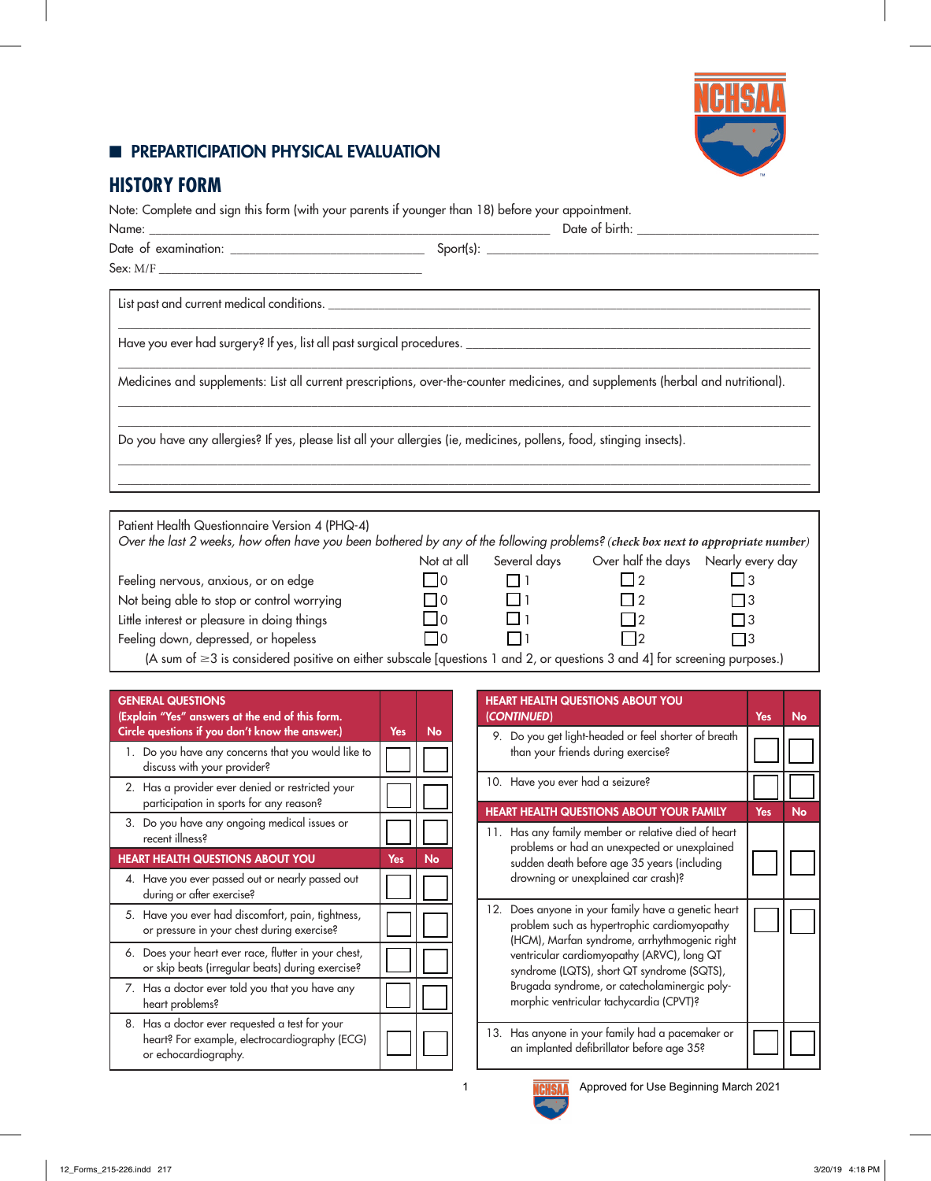## PREPARTICIPATION PHYSICAL EVALUATION

# HISTORY FORM

Note: Complete and sign this form (with your parents if younger than 18) before your appointment.

Name: ______________________________ Date of birth: ______________________

Date of examination: ______________________ Sport(s): ______________________

Sex: M/F ______________________

List past and current medical conditions. ______________________

Have you ever had surgery? If yes, list all past surgical procedures. ______________________

Medicines and supplements: List all current prescriptions, over-the-counter medicines, and supplements (herbal and nutritional).

Do you have any allergies? If yes, please list all your allergies (ie, medicines, pollens, food, stinging insects).

Patient Health Questionnaire Version 4 (PHQ-4)

*Over the last 2 weeks, how often have you been bothered by any of the following problems?* (**check box next to appropriate number**)

| | Not at all | Several days | Over half the days | Nearly every day |
|---|---|---|---|---|
| Feeling nervous, anxious, or on edge | ☐ 0 | ☐ 1 | ☐ 2 | ☐ 3 |
| Not being able to stop or control worrying | ☐ 0 | ☐ 1 | ☐ 2 | ☐ 3 |
| Little interest or pleasure in doing things | ☐ 0 | ☐ 1 | ☐ 2 | ☐ 3 |
| Feeling down, depressed, or hopeless | ☐ 0 | ☐ 1 | ☐ 2 | ☐ 3 |

(A sum of ≥3 is considered positive on either subscale [questions 1 and 2, or questions 3 and 4] for screening purposes.)

| GENERAL QUESTIONS (Explain "Yes" answers at the end of this form. Circle questions if you don't know the answer.) | Yes | No |
|---|---|---|
| 1. Do you have any concerns that you would like to discuss with your provider? | ☐ | ☐ |
| 2. Has a provider ever denied or restricted your participation in sports for any reason? | ☐ | ☐ |
| 3. Do you have any ongoing medical issues or recent illness? | ☐ | ☐ |
| **HEART HEALTH QUESTIONS ABOUT YOU** | **Yes** | **No** |
| 4. Have you ever passed out or nearly passed out during or after exercise? | ☐ | ☐ |
| 5. Have you ever had discomfort, pain, tightness, or pressure in your chest during exercise? | ☐ | ☐ |
| 6. Does your heart ever race, flutter in your chest, or skip beats (irregular beats) during exercise? | ☐ | ☐ |
| 7. Has a doctor ever told you that you have any heart problems? | ☐ | ☐ |
| 8. Has a doctor ever requested a test for your heart? For example, electrocardiography (ECG) or echocardiography. | ☐ | ☐ |

| HEART HEALTH QUESTIONS ABOUT YOU (*CONTINUED*) | Yes | No |
|---|---|---|
| 9. Do you get light-headed or feel shorter of breath than your friends during exercise? | ☐ | ☐ |
| 10. Have you ever had a seizure? | ☐ | ☐ |
| **HEART HEALTH QUESTIONS ABOUT YOUR FAMILY** | **Yes** | **No** |
| 11. Has any family member or relative died of heart problems or had an unexpected or unexplained sudden death before age 35 years (including drowning or unexplained car crash)? | ☐ | ☐ |
| 12. Does anyone in your family have a genetic heart problem such as hypertrophic cardiomyopathy (HCM), Marfan syndrome, arrhythmogenic right ventricular cardiomyopathy (ARVC), long QT syndrome (LQTS), short QT syndrome (SQTS), Brugada syndrome, or catecholaminergic polymorphic ventricular tachycardia (CPVT)? | ☐ | ☐ |
| 13. Has anyone in your family had a pacemaker or an implanted defibrillator before age 35? | ☐ | ☐ |

Approved for Use Beginning March 2021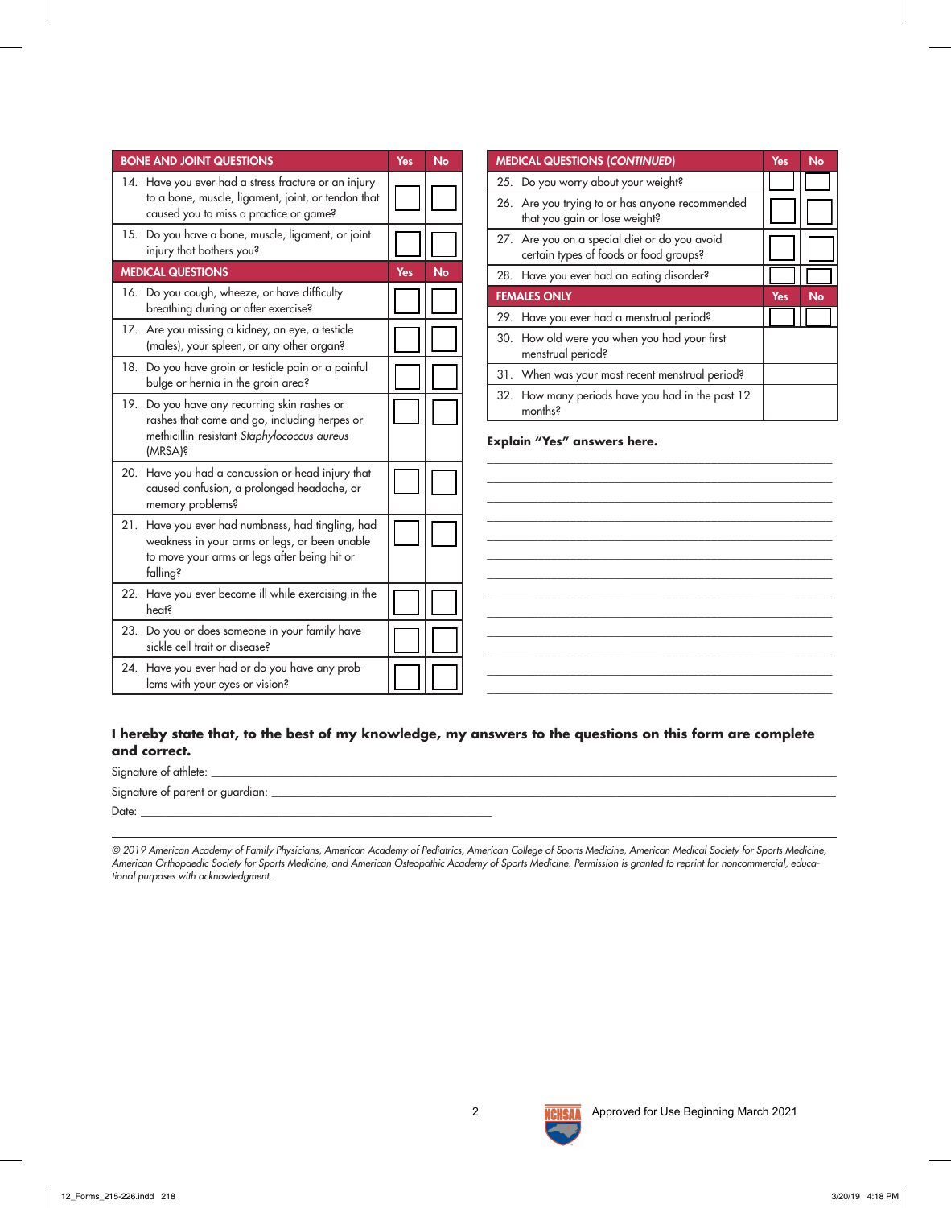| BONE AND JOINT QUESTIONS | Yes | No |
|---|---|---|
| 14. Have you ever had a stress fracture or an injury to a bone, muscle, ligament, joint, or tendon that caused you to miss a practice or game? | | |
| 15. Do you have a bone, muscle, ligament, or joint injury that bothers you? | | |
| **MEDICAL QUESTIONS** | **Yes** | **No** |
| 16. Do you cough, wheeze, or have difficulty breathing during or after exercise? | | |
| 17. Are you missing a kidney, an eye, a testicle (males), your spleen, or any other organ? | | |
| 18. Do you have groin or testicle pain or a painful bulge or hernia in the groin area? | | |
| 19. Do you have any recurring skin rashes or rashes that come and go, including herpes or methicillin-resistant *Staphylococcus aureus* (MRSA)? | | |
| 20. Have you had a concussion or head injury that caused confusion, a prolonged headache, or memory problems? | | |
| 21. Have you ever had numbness, had tingling, had weakness in your arms or legs, or been unable to move your arms or legs after being hit or falling? | | |
| 22. Have you ever become ill while exercising in the heat? | | |
| 23. Do you or does someone in your family have sickle cell trait or disease? | | |
| 24. Have you ever had or do you have any problems with your eyes or vision? | | |

| MEDICAL QUESTIONS (*CONTINUED*) | Yes | No |
|---|---|---|
| 25. Do you worry about your weight? | | |
| 26. Are you trying to or has anyone recommended that you gain or lose weight? | | |
| 27. Are you on a special diet or do you avoid certain types of foods or food groups? | | |
| 28. Have you ever had an eating disorder? | | |
| **FEMALES ONLY** | **Yes** | **No** |
| 29. Have you ever had a menstrual period? | | |
| 30. How old were you when you had your first menstrual period? | | |
| 31. When was your most recent menstrual period? | | |
| 32. How many periods have you had in the past 12 months? | | |

**Explain "Yes" answers here.**

______________________________________________
______________________________________________
______________________________________________
______________________________________________
______________________________________________
______________________________________________
______________________________________________
______________________________________________
______________________________________________
______________________________________________
______________________________________________
______________________________________________

**I hereby state that, to the best of my knowledge, my answers to the questions on this form are complete and correct.**

Signature of athlete: ______________________________________________

Signature of parent or guardian: ______________________________________________

Date: ______________________________

*© 2019 American Academy of Family Physicians, American Academy of Pediatrics, American College of Sports Medicine, American Medical Society for Sports Medicine, American Orthopaedic Society for Sports Medicine, and American Osteopathic Academy of Sports Medicine. Permission is granted to reprint for noncommercial, educational purposes with acknowledgment.*

Approved for Use Beginning March 2021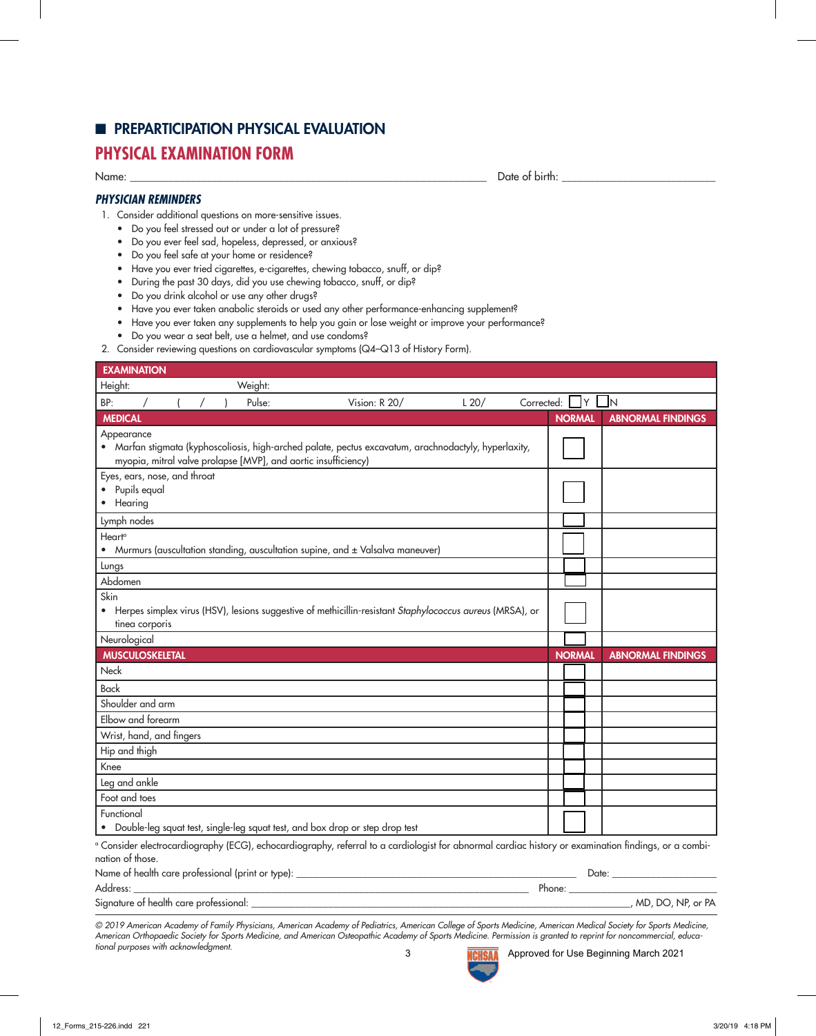## ■ PREPARTICIPATION PHYSICAL EVALUATION

# PHYSICAL EXAMINATION FORM

Name: ______________________________ Date of birth: ____________________

### *PHYSICIAN REMINDERS*

1. Consider additional questions on more-sensitive issues.
   - Do you feel stressed out or under a lot of pressure?
   - Do you ever feel sad, hopeless, depressed, or anxious?
   - Do you feel safe at your home or residence?
   - Have you ever tried cigarettes, e-cigarettes, chewing tobacco, snuff, or dip?
   - During the past 30 days, did you use chewing tobacco, snuff, or dip?
   - Do you drink alcohol or use any other drugs?
   - Have you ever taken anabolic steroids or used any other performance-enhancing supplement?
   - Have you ever taken any supplements to help you gain or lose weight or improve your performance?
   - Do you wear a seat belt, use a helmet, and use condoms?
2. Consider reviewing questions on cardiovascular symptoms (Q4–Q13 of History Form).

| EXAMINATION | | |
|---|---|---|
| Height: Weight: | | |
| BP: / ( / ) Pulse: Vision: R 20/ L 20/ Corrected: ☐ Y ☐ N | | |
| **MEDICAL** | **NORMAL** | **ABNORMAL FINDINGS** |
| Appearance<br>• Marfan stigmata (kyphoscoliosis, high-arched palate, pectus excavatum, arachnodactyly, hyperlaxity, myopia, mitral valve prolapse [MVP], and aortic insufficiency) | ☐ | |
| Eyes, ears, nose, and throat<br>• Pupils equal<br>• Hearing | ☐ | |
| Lymph nodes | ☐ | |
| Heart[a]<br>• Murmurs (auscultation standing, auscultation supine, and ± Valsalva maneuver) | ☐ | |
| Lungs | ☐ | |
| Abdomen | ☐ | |
| Skin<br>• Herpes simplex virus (HSV), lesions suggestive of methicillin-resistant *Staphylococcus aureus* (MRSA), or tinea corporis | ☐ | |
| Neurological | ☐ | |
| **MUSCULOSKELETAL** | **NORMAL** | **ABNORMAL FINDINGS** |
| Neck | ☐ | |
| Back | ☐ | |
| Shoulder and arm | ☐ | |
| Elbow and forearm | ☐ | |
| Wrist, hand, and fingers | ☐ | |
| Hip and thigh | ☐ | |
| Knee | ☐ | |
| Leg and ankle | ☐ | |
| Foot and toes | ☐ | |
| Functional<br>• Double-leg squat test, single-leg squat test, and box drop or step drop test | ☐ | |

[a] Consider electrocardiography (ECG), echocardiography, referral to a cardiologist for abnormal cardiac history or examination findings, or a combination of those.

Name of health care professional (print or type): ______________________________ Date: ____________

Address: ______________________________ Phone: ____________

Signature of health care professional: ______________________________, MD, DO, NP, or PA

*© 2019 American Academy of Family Physicians, American Academy of Pediatrics, American College of Sports Medicine, American Medical Society for Sports Medicine, American Orthopaedic Society for Sports Medicine, and American Osteopathic Academy of Sports Medicine. Permission is granted to reprint for noncommercial, educational purposes with acknowledgment.*

NCHSAA Approved for Use Beginning March 2021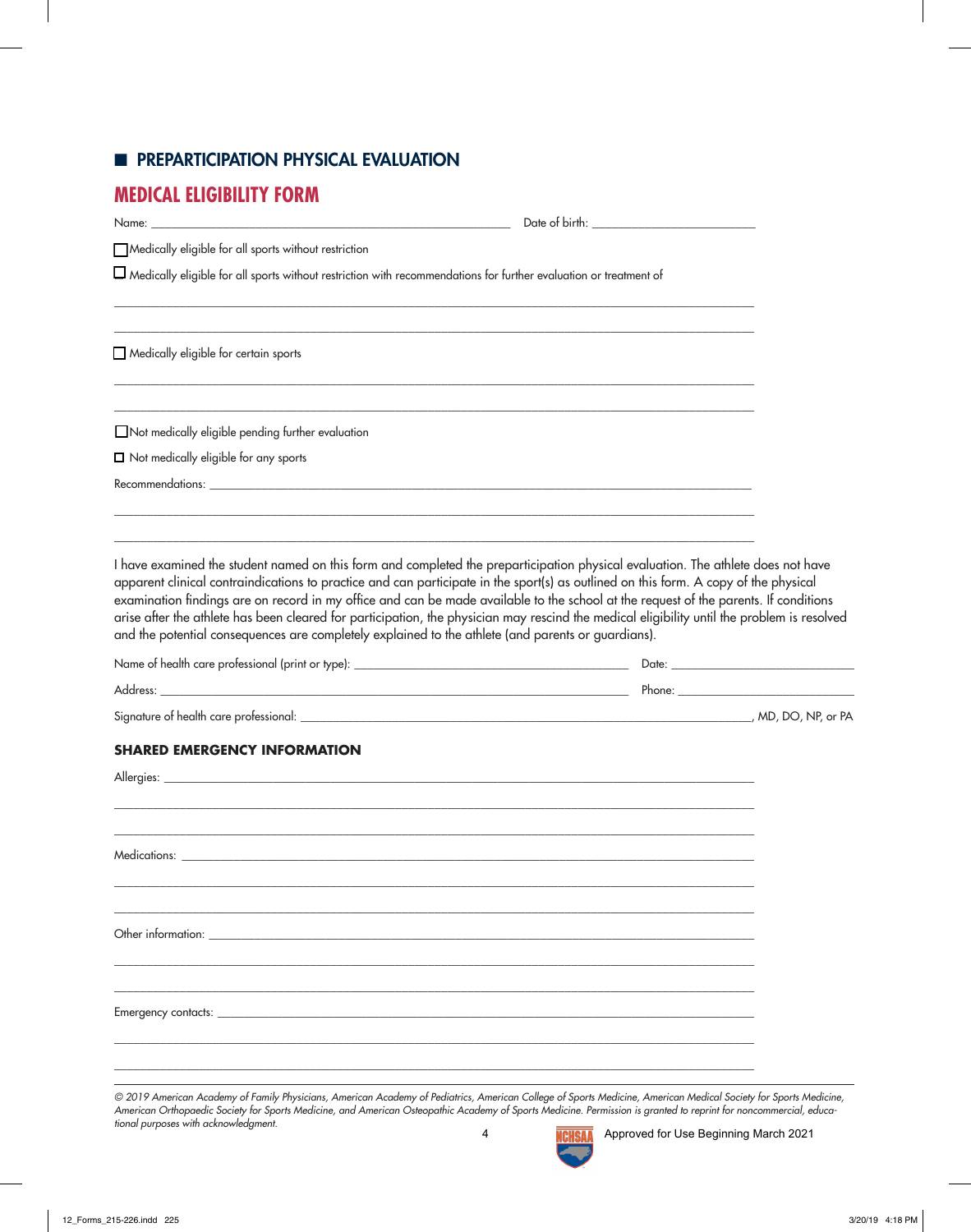## PREPARTICIPATION PHYSICAL EVALUATION

# MEDICAL ELIGIBILITY FORM

Name: ______________________________________________ Date of birth: ______________________

☐ Medically eligible for all sports without restriction

☐ Medically eligible for all sports without restriction with recommendations for further evaluation or treatment of

_______________________________________________________________________________

_______________________________________________________________________________

☐ Medically eligible for certain sports

_______________________________________________________________________________

_______________________________________________________________________________

☐ Not medically eligible pending further evaluation

☐ Not medically eligible for any sports

Recommendations: _______________________________________________________________

_______________________________________________________________________________

_______________________________________________________________________________

I have examined the student named on this form and completed the preparticipation physical evaluation. The athlete does not have apparent clinical contraindications to practice and can participate in the sport(s) as outlined on this form. A copy of the physical examination findings are on record in my office and can be made available to the school at the request of the parents. If conditions arise after the athlete has been cleared for participation, the physician may rescind the medical eligibility until the problem is resolved and the potential consequences are completely explained to the athlete (and parents or guardians).

Name of health care professional (print or type): ______________________________ Date: ____________________

Address: _______________________________________________________ Phone: ____________________

Signature of health care professional: _______________________________________________, MD, DO, NP, or PA

### SHARED EMERGENCY INFORMATION

Allergies: ______________________________________________________________________

_______________________________________________________________________________

_______________________________________________________________________________

Medications: ____________________________________________________________________

_______________________________________________________________________________

_______________________________________________________________________________

Other information: _______________________________________________________________

_______________________________________________________________________________

_______________________________________________________________________________

Emergency contacts: ______________________________________________________________

_______________________________________________________________________________

_______________________________________________________________________________

*© 2019 American Academy of Family Physicians, American Academy of Pediatrics, American College of Sports Medicine, American Medical Society for Sports Medicine, American Orthopaedic Society for Sports Medicine, and American Osteopathic Academy of Sports Medicine. Permission is granted to reprint for noncommercial, educational purposes with acknowledgment.*

NCHSAA Approved for Use Beginning March 2021